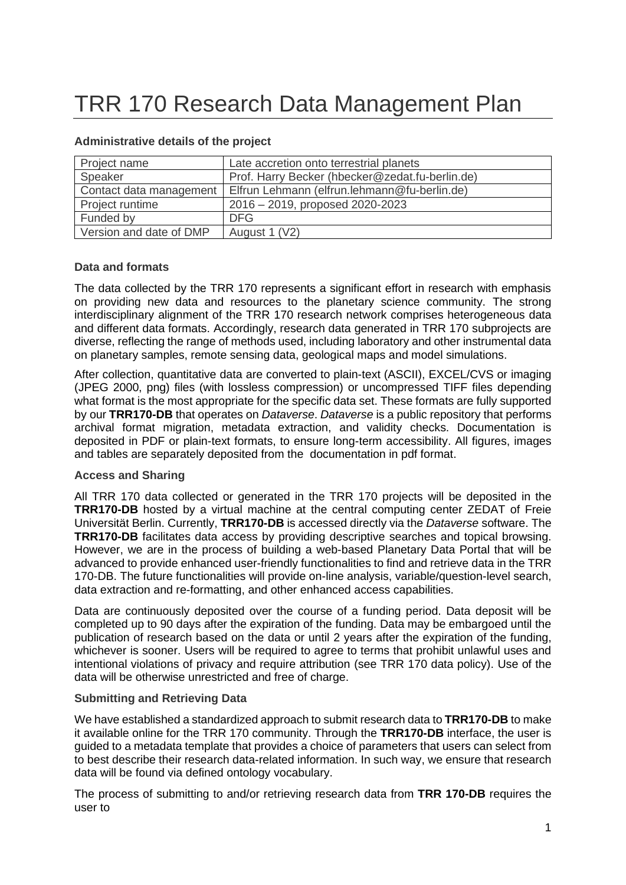# TRR 170 Research Data Management Plan

**Administrative details of the project**

| Project name | Late accretion onto terrestrial planets |
|---|---|
| Speaker | Prof. Harry Becker (hbecker@zedat.fu-berlin.de) |
| Contact data management | Elfrun Lehmann (elfrun.lehmann@fu-berlin.de) |
| Project runtime | 2016 – 2019, proposed 2020-2023 |
| Funded by | DFG |
| Version and date of DMP | August 1 (V2) |

**Data and formats**

The data collected by the TRR 170 represents a significant effort in research with emphasis on providing new data and resources to the planetary science community. The strong interdisciplinary alignment of the TRR 170 research network comprises heterogeneous data and different data formats. Accordingly, research data generated in TRR 170 subprojects are diverse, reflecting the range of methods used, including laboratory and other instrumental data on planetary samples, remote sensing data, geological maps and model simulations.

After collection, quantitative data are converted to plain-text (ASCII), EXCEL/CVS or imaging (JPEG 2000, png) files (with lossless compression) or uncompressed TIFF files depending what format is the most appropriate for the specific data set. These formats are fully supported by our **TRR170-DB** that operates on *Dataverse*. *Dataverse* is a public repository that performs archival format migration, metadata extraction, and validity checks. Documentation is deposited in PDF or plain-text formats, to ensure long-term accessibility. All figures, images and tables are separately deposited from the documentation in pdf format.

**Access and Sharing**

All TRR 170 data collected or generated in the TRR 170 projects will be deposited in the **TRR170-DB** hosted by a virtual machine at the central computing center ZEDAT of Freie Universität Berlin. Currently, **TRR170-DB** is accessed directly via the *Dataverse* software. The **TRR170-DB** facilitates data access by providing descriptive searches and topical browsing. However, we are in the process of building a web-based Planetary Data Portal that will be advanced to provide enhanced user-friendly functionalities to find and retrieve data in the TRR 170-DB. The future functionalities will provide on-line analysis, variable/question-level search, data extraction and re-formatting, and other enhanced access capabilities.

Data are continuously deposited over the course of a funding period. Data deposit will be completed up to 90 days after the expiration of the funding. Data may be embargoed until the publication of research based on the data or until 2 years after the expiration of the funding, whichever is sooner. Users will be required to agree to terms that prohibit unlawful uses and intentional violations of privacy and require attribution (see TRR 170 data policy). Use of the data will be otherwise unrestricted and free of charge.

**Submitting and Retrieving Data**

We have established a standardized approach to submit research data to **TRR170-DB** to make it available online for the TRR 170 community. Through the **TRR170-DB** interface, the user is guided to a metadata template that provides a choice of parameters that users can select from to best describe their research data-related information. In such way, we ensure that research data will be found via defined ontology vocabulary.

The process of submitting to and/or retrieving research data from **TRR 170-DB** requires the user to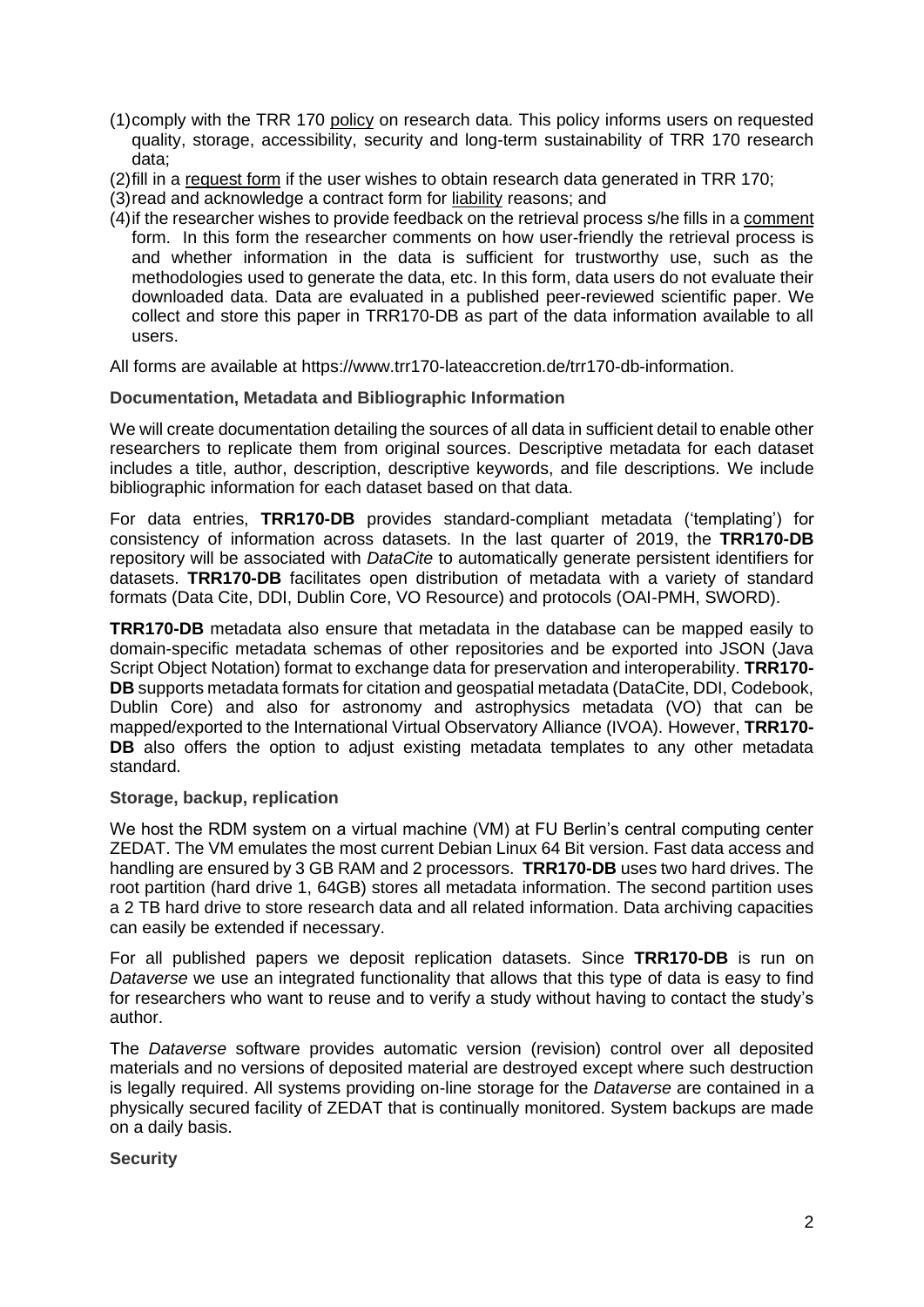(1) comply with the TRR 170 policy on research data. This policy informs users on requested quality, storage, accessibility, security and long-term sustainability of TRR 170 research data;
(2) fill in a request form if the user wishes to obtain research data generated in TRR 170;
(3) read and acknowledge a contract form for liability reasons; and
(4) if the researcher wishes to provide feedback on the retrieval process s/he fills in a comment form. In this form the researcher comments on how user-friendly the retrieval process is and whether information in the data is sufficient for trustworthy use, such as the methodologies used to generate the data, etc. In this form, data users do not evaluate their downloaded data. Data are evaluated in a published peer-reviewed scientific paper. We collect and store this paper in TRR170-DB as part of the data information available to all users.

All forms are available at https://www.trr170-lateaccretion.de/trr170-db-information.

### Documentation, Metadata and Bibliographic Information

We will create documentation detailing the sources of all data in sufficient detail to enable other researchers to replicate them from original sources. Descriptive metadata for each dataset includes a title, author, description, descriptive keywords, and file descriptions. We include bibliographic information for each dataset based on that data.

For data entries, **TRR170-DB** provides standard-compliant metadata ('templating') for consistency of information across datasets. In the last quarter of 2019, the **TRR170-DB** repository will be associated with *DataCite* to automatically generate persistent identifiers for datasets. **TRR170-DB** facilitates open distribution of metadata with a variety of standard formats (Data Cite, DDI, Dublin Core, VO Resource) and protocols (OAI-PMH, SWORD).

**TRR170-DB** metadata also ensure that metadata in the database can be mapped easily to domain-specific metadata schemas of other repositories and be exported into JSON (Java Script Object Notation) format to exchange data for preservation and interoperability. **TRR170-DB** supports metadata formats for citation and geospatial metadata (DataCite, DDI, Codebook, Dublin Core) and also for astronomy and astrophysics metadata (VO) that can be mapped/exported to the International Virtual Observatory Alliance (IVOA). However, **TRR170-DB** also offers the option to adjust existing metadata templates to any other metadata standard.

### Storage, backup, replication

We host the RDM system on a virtual machine (VM) at FU Berlin's central computing center ZEDAT. The VM emulates the most current Debian Linux 64 Bit version. Fast data access and handling are ensured by 3 GB RAM and 2 processors. **TRR170-DB** uses two hard drives. The root partition (hard drive 1, 64GB) stores all metadata information. The second partition uses a 2 TB hard drive to store research data and all related information. Data archiving capacities can easily be extended if necessary.

For all published papers we deposit replication datasets. Since **TRR170-DB** is run on *Dataverse* we use an integrated functionality that allows that this type of data is easy to find for researchers who want to reuse and to verify a study without having to contact the study's author.

The *Dataverse* software provides automatic version (revision) control over all deposited materials and no versions of deposited material are destroyed except where such destruction is legally required. All systems providing on-line storage for the *Dataverse* are contained in a physically secured facility of ZEDAT that is continually monitored. System backups are made on a daily basis.

### Security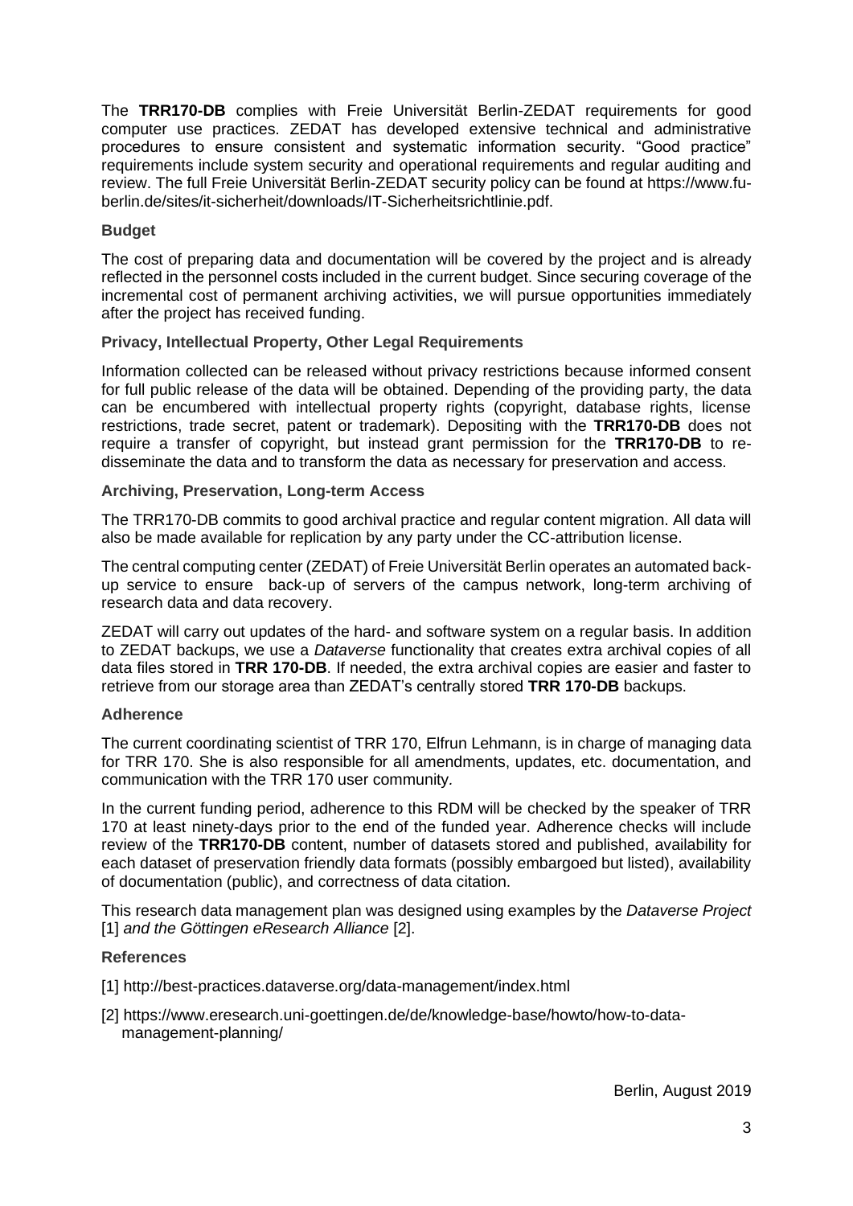The **TRR170-DB** complies with Freie Universität Berlin-ZEDAT requirements for good computer use practices. ZEDAT has developed extensive technical and administrative procedures to ensure consistent and systematic information security. "Good practice" requirements include system security and operational requirements and regular auditing and review. The full Freie Universität Berlin-ZEDAT security policy can be found at https://www.fu-berlin.de/sites/it-sicherheit/downloads/IT-Sicherheitsrichtlinie.pdf.

### Budget

The cost of preparing data and documentation will be covered by the project and is already reflected in the personnel costs included in the current budget. Since securing coverage of the incremental cost of permanent archiving activities, we will pursue opportunities immediately after the project has received funding.

### Privacy, Intellectual Property, Other Legal Requirements

Information collected can be released without privacy restrictions because informed consent for full public release of the data will be obtained. Depending of the providing party, the data can be encumbered with intellectual property rights (copyright, database rights, license restrictions, trade secret, patent or trademark). Depositing with the **TRR170-DB** does not require a transfer of copyright, but instead grant permission for the **TRR170-DB** to re-disseminate the data and to transform the data as necessary for preservation and access.

### Archiving, Preservation, Long-term Access

The TRR170-DB commits to good archival practice and regular content migration. All data will also be made available for replication by any party under the CC-attribution license.

The central computing center (ZEDAT) of Freie Universität Berlin operates an automated back-up service to ensure back-up of servers of the campus network, long-term archiving of research data and data recovery.

ZEDAT will carry out updates of the hard- and software system on a regular basis. In addition to ZEDAT backups, we use a *Dataverse* functionality that creates extra archival copies of all data files stored in **TRR 170-DB**. If needed, the extra archival copies are easier and faster to retrieve from our storage area than ZEDAT's centrally stored **TRR 170-DB** backups.

### Adherence

The current coordinating scientist of TRR 170, Elfrun Lehmann, is in charge of managing data for TRR 170. She is also responsible for all amendments, updates, etc. documentation, and communication with the TRR 170 user community.

In the current funding period, adherence to this RDM will be checked by the speaker of TRR 170 at least ninety-days prior to the end of the funded year. Adherence checks will include review of the **TRR170-DB** content, number of datasets stored and published, availability for each dataset of preservation friendly data formats (possibly embargoed but listed), availability of documentation (public), and correctness of data citation.

This research data management plan was designed using examples by the *Dataverse Project* [1] *and the Göttingen eResearch Alliance* [2].

### References

[1] http://best-practices.dataverse.org/data-management/index.html

[2] https://www.eresearch.uni-goettingen.de/de/knowledge-base/howto/how-to-data-management-planning/

Berlin, August 2019